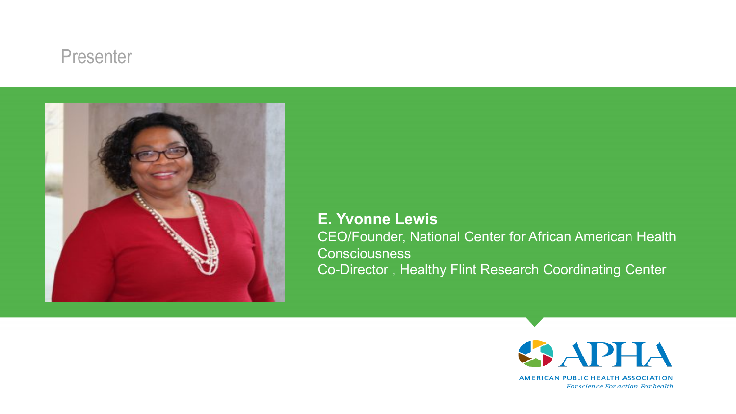# Presenter

**E. Yvonne Lewis**
CEO/Founder, National Center for African American Health Consciousness
Co-Director , Healthy Flint Research Coordinating Center

APHA
AMERICAN PUBLIC HEALTH ASSOCIATION
*For science. For action. For health.*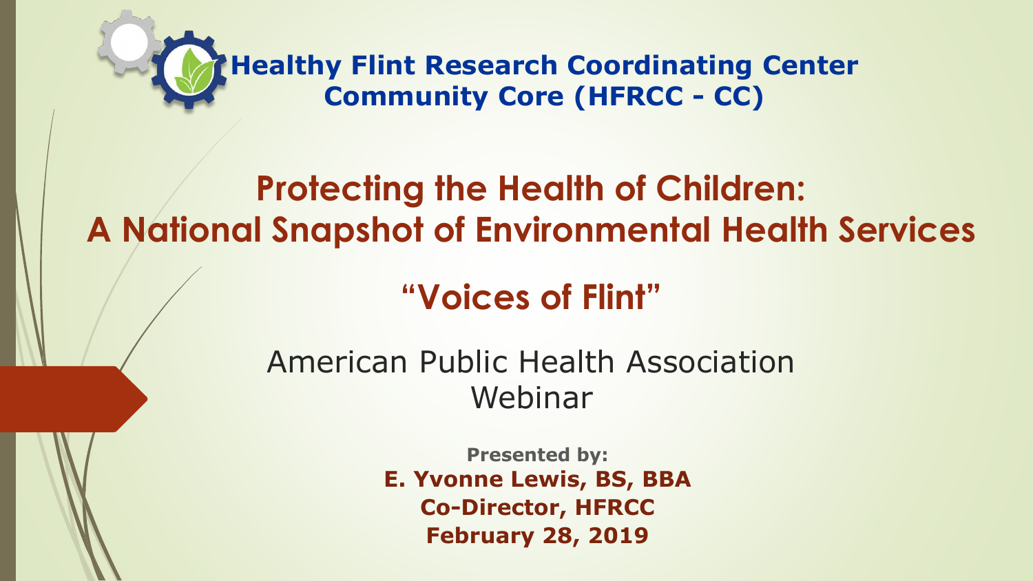**Healthy Flint Research Coordinating Center Community Core (HFRCC - CC)**

# Protecting the Health of Children: A National Snapshot of Environmental Health Services

## "Voices of Flint"

American Public Health Association Webinar

**Presented by:**
**E. Yvonne Lewis, BS, BBA**
**Co-Director, HFRCC**
**February 28, 2019**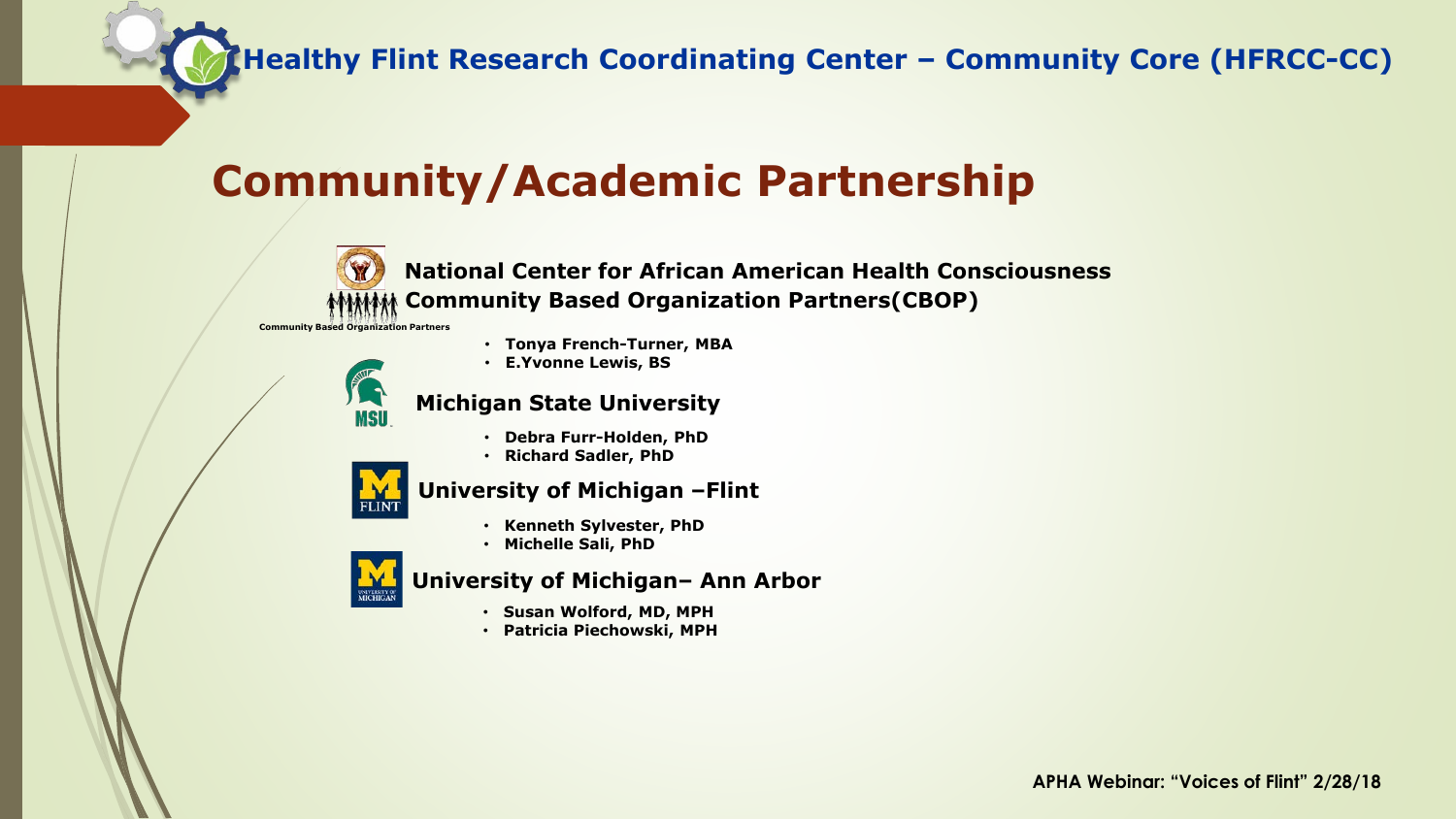# Healthy Flint Research Coordinating Center – Community Core (HFRCC-CC)

## Community/Academic Partnership

**National Center for African American Health Consciousness**
**Community Based Organization Partners(CBOP)**

Community Based Organization Partners

- **Tonya French-Turner, MBA**
- **E.Yvonne Lewis, BS**

**Michigan State University**

- **Debra Furr-Holden, PhD**
- **Richard Sadler, PhD**

**University of Michigan –Flint**

- **Kenneth Sylvester, PhD**
- **Michelle Sali, PhD**

**University of Michigan– Ann Arbor**

- **Susan Wolford, MD, MPH**
- **Patricia Piechowski, MPH**

APHA Webinar: "Voices of Flint" 2/28/18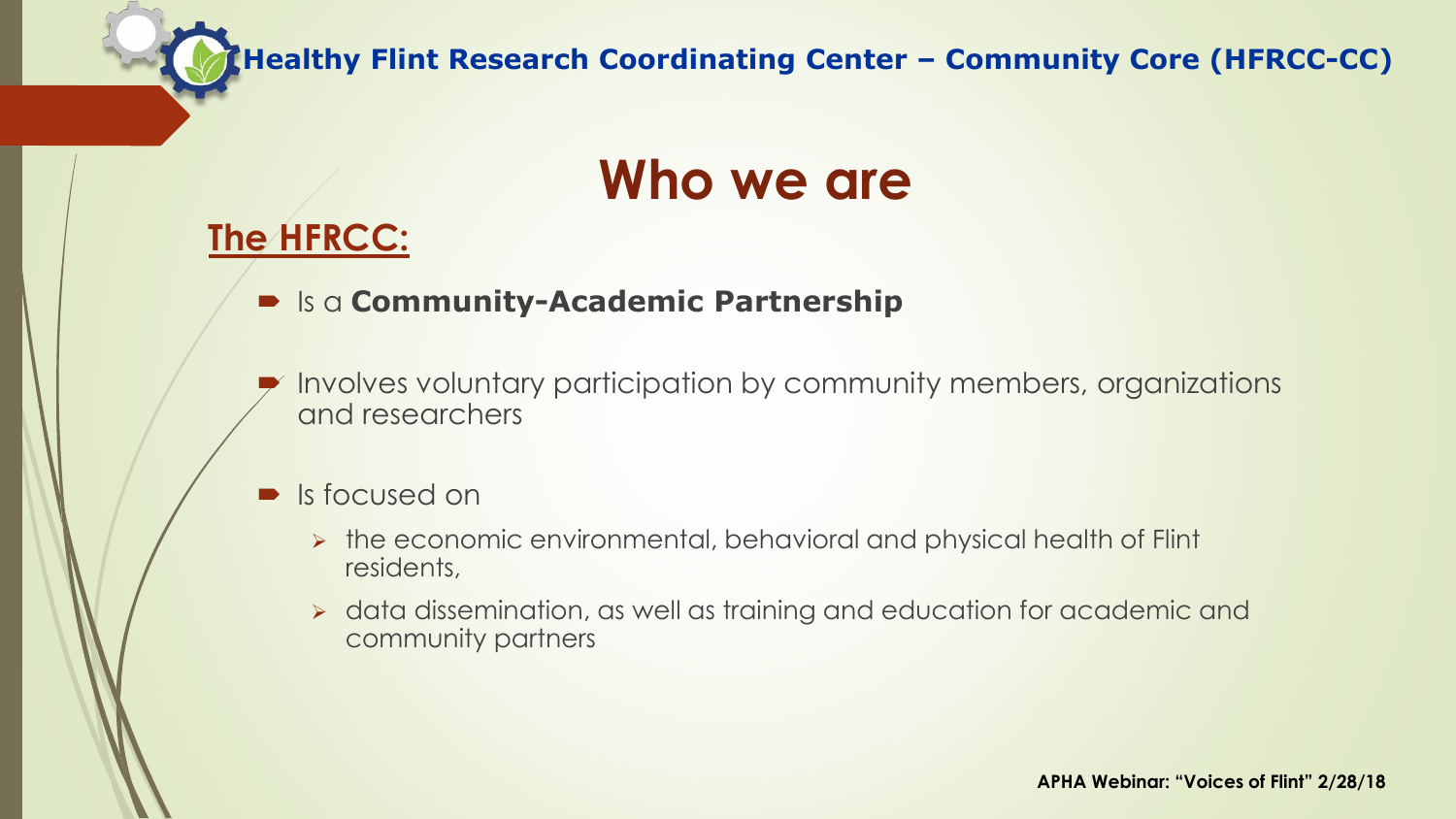# Who we are

## The HFRCC:

- Is a **Community-Academic Partnership**
- Involves voluntary participation by community members, organizations and researchers
- Is focused on
  - the economic environmental, behavioral and physical health of Flint residents,
  - data dissemination, as well as training and education for academic and community partners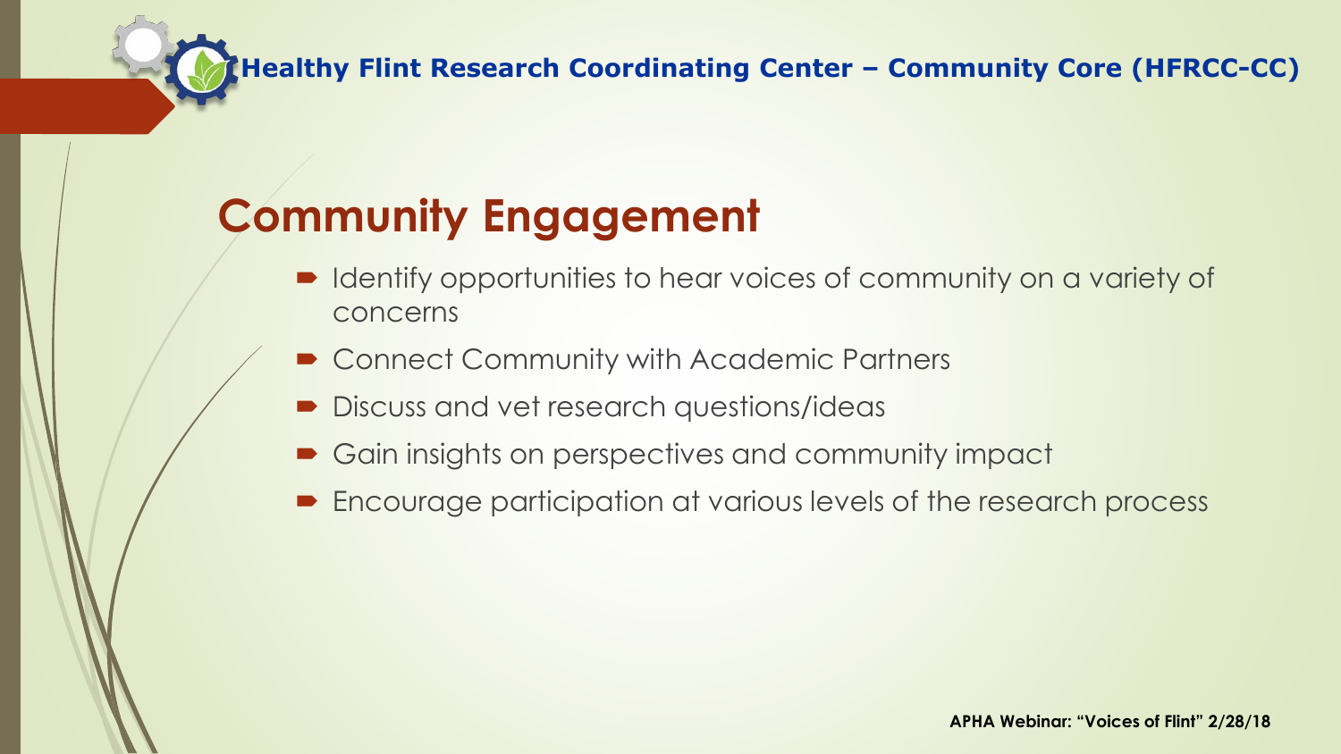# Community Engagement

- Identify opportunities to hear voices of community on a variety of concerns
- Connect Community with Academic Partners
- Discuss and vet research questions/ideas
- Gain insights on perspectives and community impact
- Encourage participation at various levels of the research process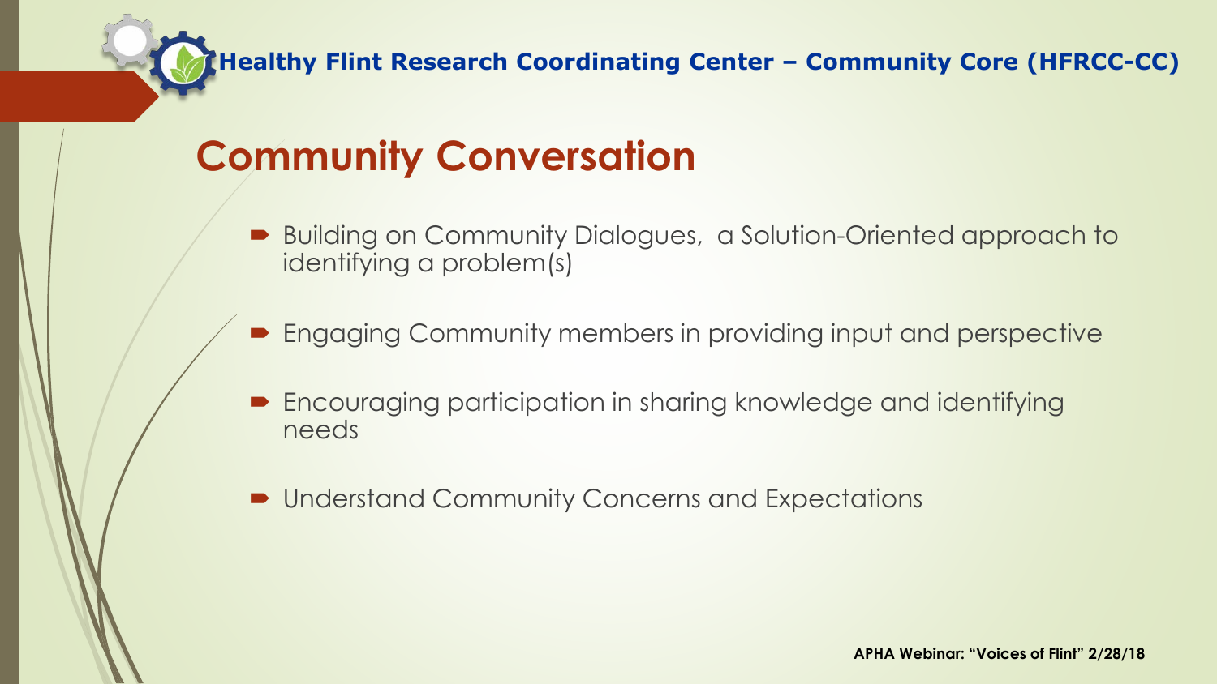**Healthy Flint Research Coordinating Center – Community Core (HFRCC-CC)**

# Community Conversation

- Building on Community Dialogues, a Solution-Oriented approach to identifying a problem(s)
- Engaging Community members in providing input and perspective
- Encouraging participation in sharing knowledge and identifying needs
- Understand Community Concerns and Expectations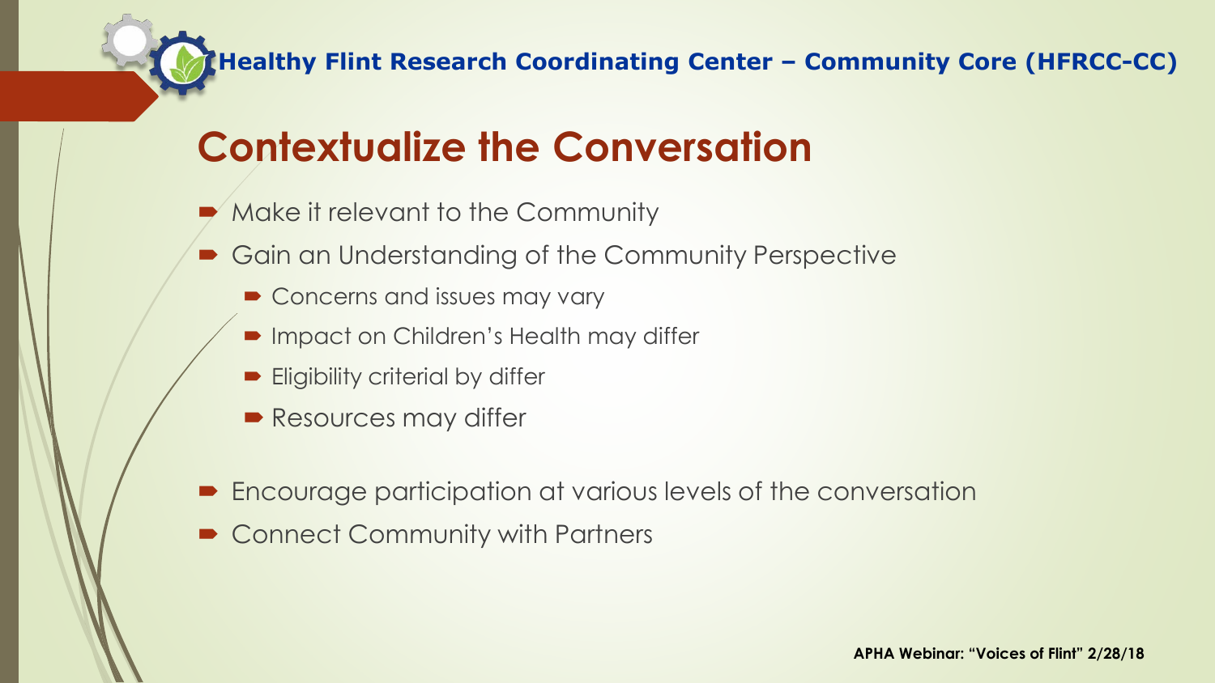Healthy Flint Research Coordinating Center – Community Core (HFRCC-CC)

# Contextualize the Conversation

- Make it relevant to the Community
- Gain an Understanding of the Community Perspective
  - Concerns and issues may vary
  - Impact on Children's Health may differ
  - Eligibility criterial by differ
  - Resources may differ
- Encourage participation at various levels of the conversation
- Connect Community with Partners

**APHA Webinar: "Voices of Flint" 2/28/18**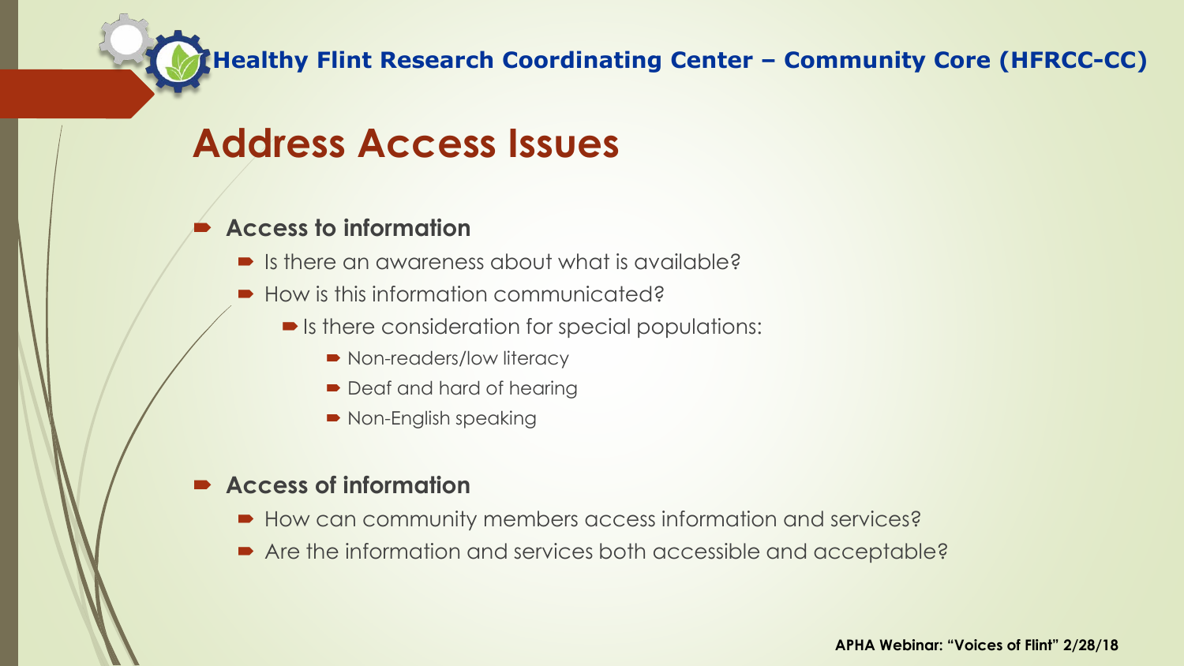# Address Access Issues

- **Access to information**
  - Is there an awareness about what is available?
  - How is this information communicated?
    - Is there consideration for special populations:
      - Non-readers/low literacy
      - Deaf and hard of hearing
      - Non-English speaking
- **Access of information**
  - How can community members access information and services?
  - Are the information and services both accessible and acceptable?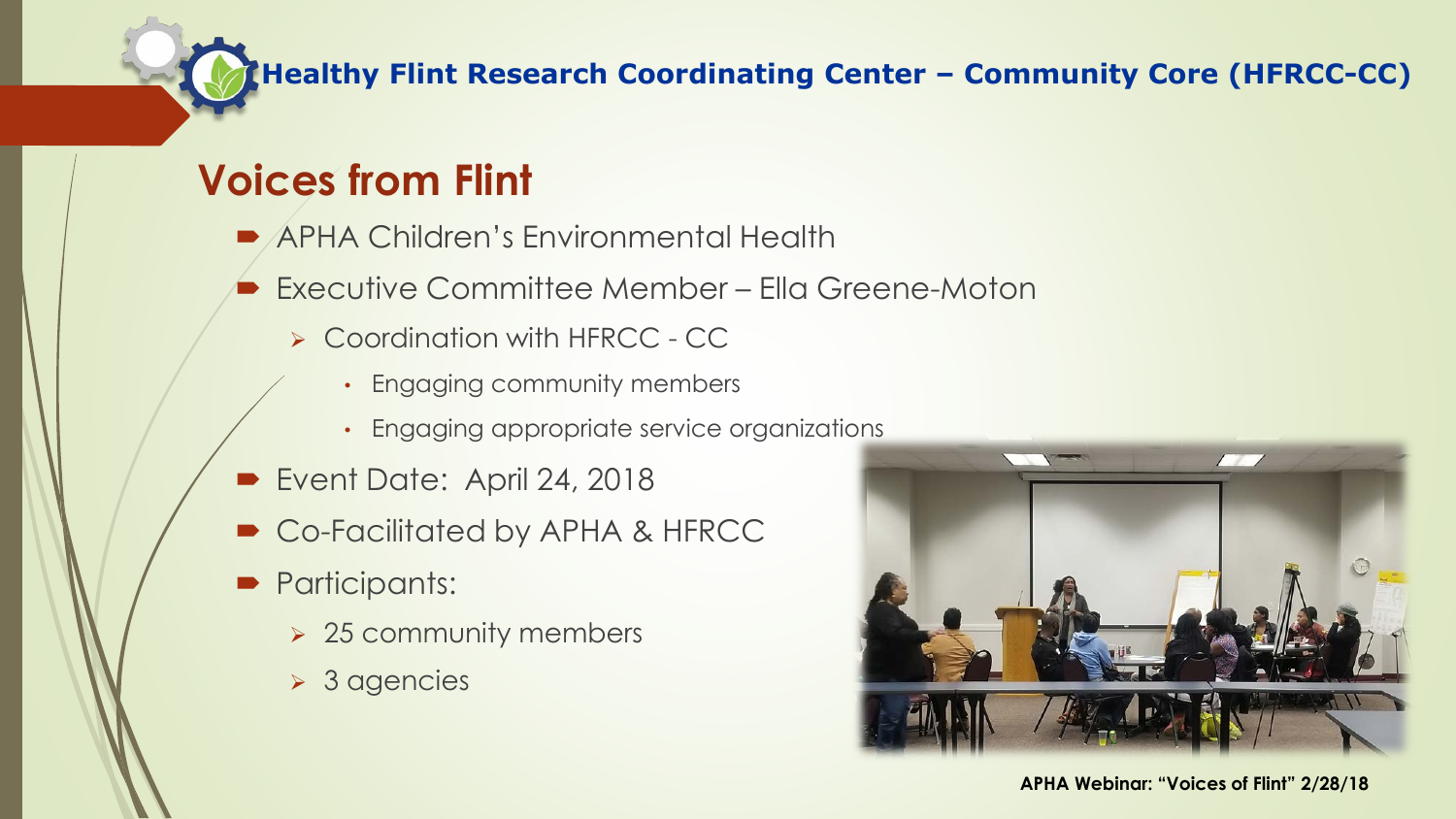# Healthy Flint Research Coordinating Center – Community Core (HFRCC-CC)

## Voices from Flint

- APHA Children's Environmental Health
- Executive Committee Member – Ella Greene-Moton
  - Coordination with HFRCC - CC
    - Engaging community members
    - Engaging appropriate service organizations
- Event Date: April 24, 2018
- Co-Facilitated by APHA & HFRCC
- Participants:
  - 25 community members
  - 3 agencies

**APHA Webinar: "Voices of Flint" 2/28/18**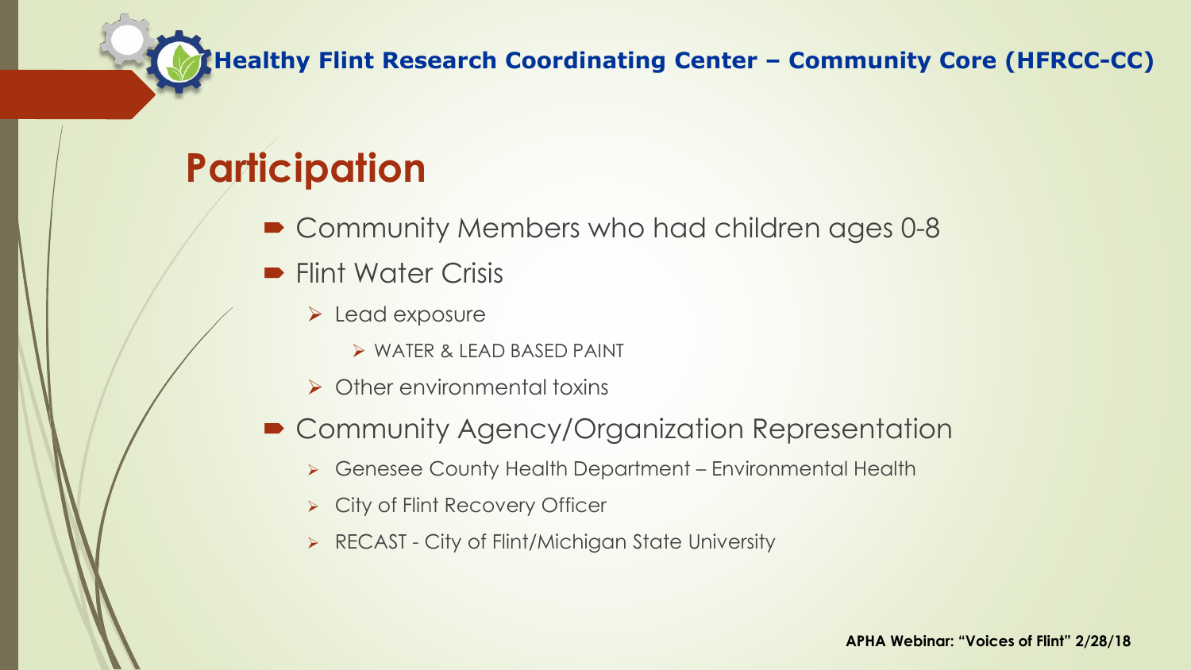# Participation

- Community Members who had children ages 0-8
- Flint Water Crisis
  - Lead exposure
    - WATER & LEAD BASED PAINT
  - Other environmental toxins
- Community Agency/Organization Representation
  - Genesee County Health Department – Environmental Health
  - City of Flint Recovery Officer
  - RECAST - City of Flint/Michigan State University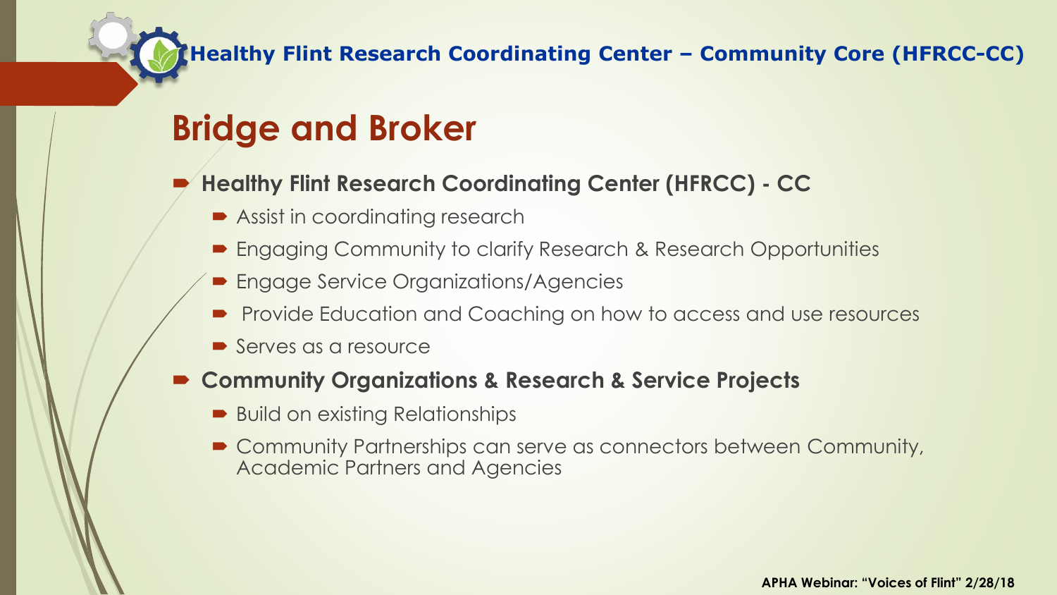Healthy Flint Research Coordinating Center – Community Core (HFRCC-CC)

# Bridge and Broker

- **Healthy Flint Research Coordinating Center (HFRCC) - CC**
  - Assist in coordinating research
  - Engaging Community to clarify Research & Research Opportunities
  - Engage Service Organizations/Agencies
  - Provide Education and Coaching on how to access and use resources
  - Serves as a resource
- **Community Organizations & Research & Service Projects**
  - Build on existing Relationships
  - Community Partnerships can serve as connectors between Community, Academic Partners and Agencies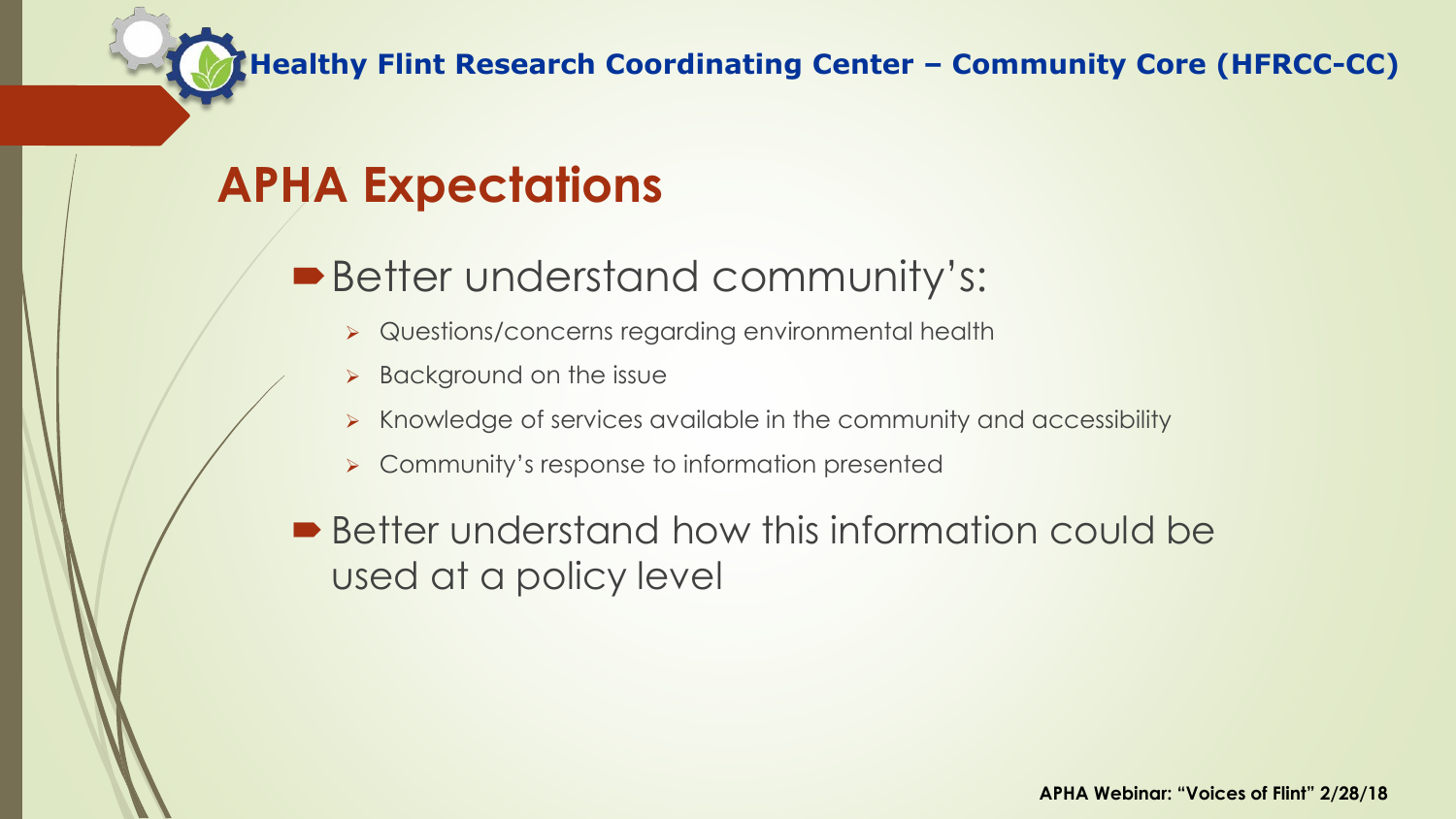## APHA Expectations

- Better understand community's:
  - Questions/concerns regarding environmental health
  - Background on the issue
  - Knowledge of services available in the community and accessibility
  - Community's response to information presented
- Better understand how this information could be used at a policy level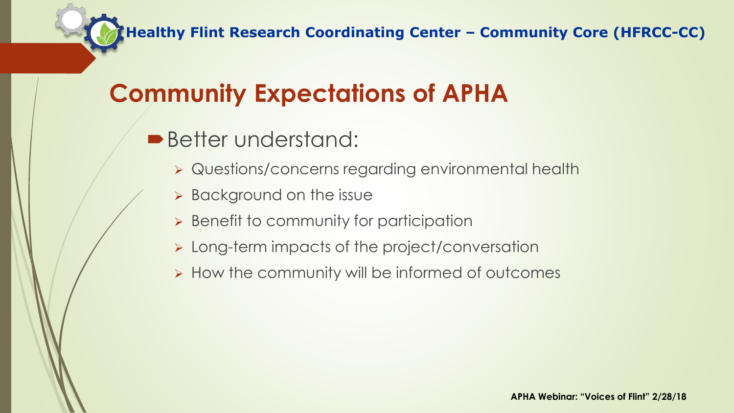# Community Expectations of APHA

- Better understand:
  - Questions/concerns regarding environmental health
  - Background on the issue
  - Benefit to community for participation
  - Long-term impacts of the project/conversation
  - How the community will be informed of outcomes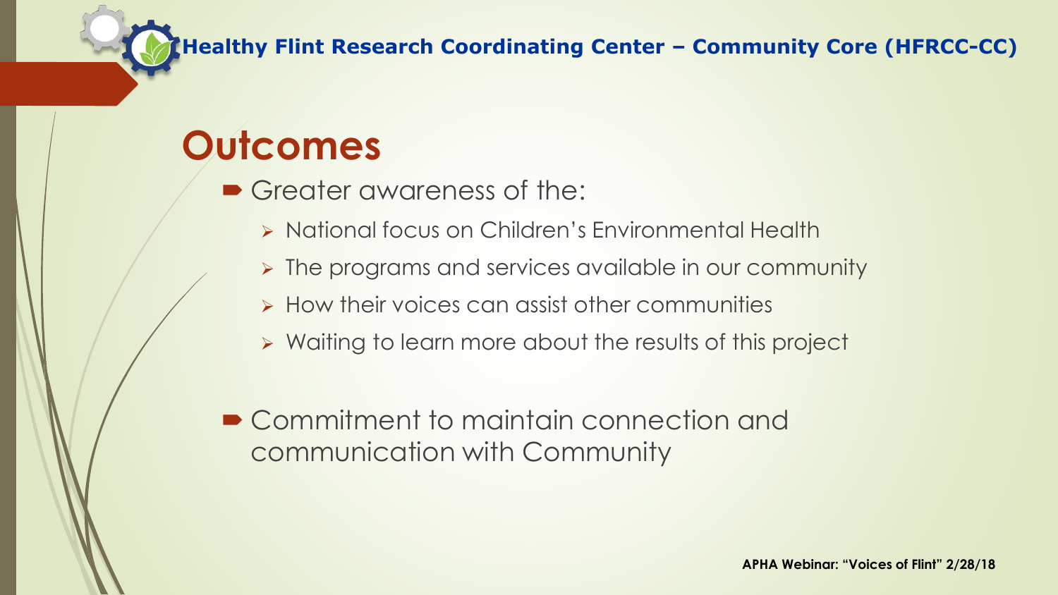# Outcomes

- Greater awareness of the:
  - National focus on Children's Environmental Health
  - The programs and services available in our community
  - How their voices can assist other communities
  - Waiting to learn more about the results of this project
- Commitment to maintain connection and communication with Community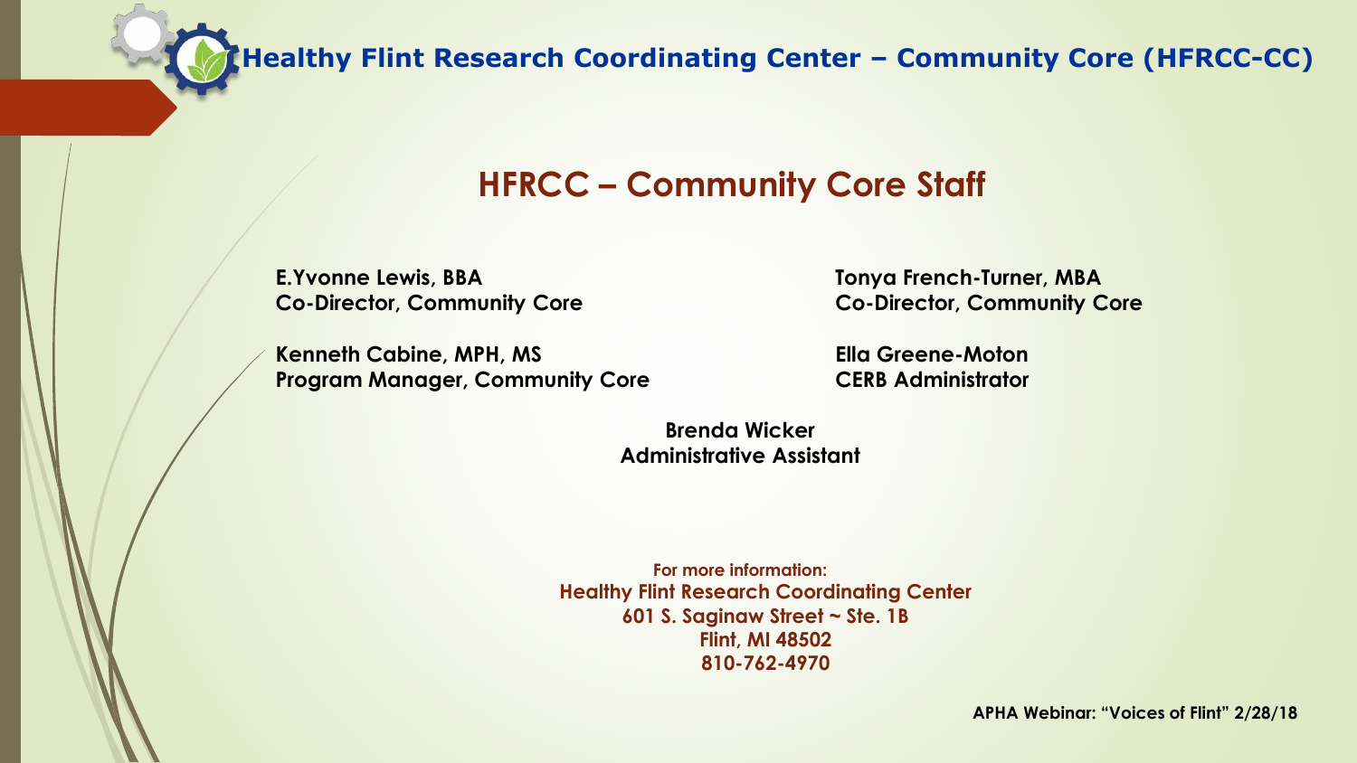# Healthy Flint Research Coordinating Center – Community Core (HFRCC-CC)

## HFRCC – Community Core Staff

**E.Yvonne Lewis, BBA**
**Co-Director, Community Core**

**Tonya French-Turner, MBA**
**Co-Director, Community Core**

**Kenneth Cabine, MPH, MS**
**Program Manager, Community Core**

**Ella Greene-Moton**
**CERB Administrator**

**Brenda Wicker**
**Administrative Assistant**

**For more information:**
**Healthy Flint Research Coordinating Center**
**601 S. Saginaw Street ~ Ste. 1B**
**Flint, MI 48502**
**810-762-4970**

**APHA Webinar: "Voices of Flint" 2/28/18**